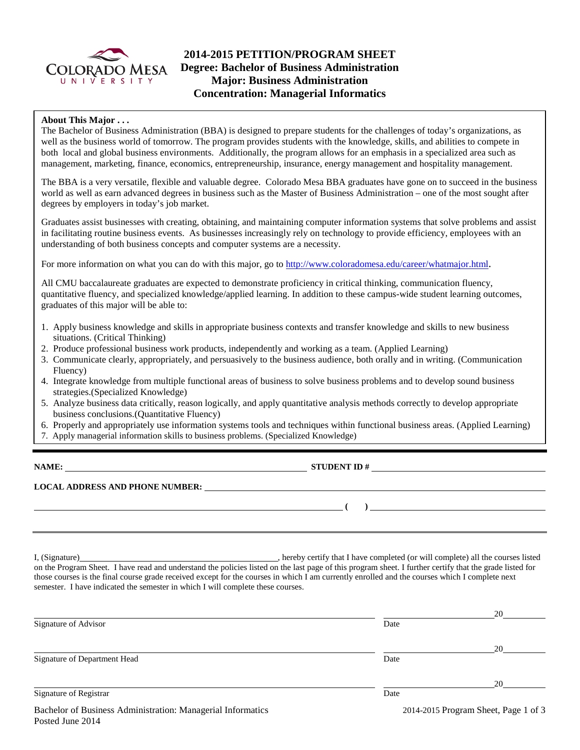# 2014-2015 PETITION/PROGRAM SHEET
## Degree: Bachelor of Business Administration
## Major: Business Administration
## Concentration: Managerial Informatics

**About This Major . . .**

The Bachelor of Business Administration (BBA) is designed to prepare students for the challenges of today's organizations, as well as the business world of tomorrow. The program provides students with the knowledge, skills, and abilities to compete in both local and global business environments. Additionally, the program allows for an emphasis in a specialized area such as management, marketing, finance, economics, entrepreneurship, insurance, energy management and hospitality management.

The BBA is a very versatile, flexible and valuable degree. Colorado Mesa BBA graduates have gone on to succeed in the business world as well as earn advanced degrees in business such as the Master of Business Administration – one of the most sought after degrees by employers in today's job market.

Graduates assist businesses with creating, obtaining, and maintaining computer information systems that solve problems and assist in facilitating routine business events. As businesses increasingly rely on technology to provide efficiency, employees with an understanding of both business concepts and computer systems are a necessity.

For more information on what you can do with this major, go to http://www.coloradomesa.edu/career/whatmajor.html.

All CMU baccalaureate graduates are expected to demonstrate proficiency in critical thinking, communication fluency, quantitative fluency, and specialized knowledge/applied learning. In addition to these campus-wide student learning outcomes, graduates of this major will be able to:

1. Apply business knowledge and skills in appropriate business contexts and transfer knowledge and skills to new business situations. (Critical Thinking)
2. Produce professional business work products, independently and working as a team. (Applied Learning)
3. Communicate clearly, appropriately, and persuasively to the business audience, both orally and in writing. (Communication Fluency)
4. Integrate knowledge from multiple functional areas of business to solve business problems and to develop sound business strategies.(Specialized Knowledge)
5. Analyze business data critically, reason logically, and apply quantitative analysis methods correctly to develop appropriate business conclusions.(Quantitative Fluency)
6. Properly and appropriately use information systems tools and techniques within functional business areas. (Applied Learning)
7. Apply managerial information skills to business problems. (Specialized Knowledge)

**NAME:** ______________________ **STUDENT ID #** ______________________

**LOCAL ADDRESS AND PHONE NUMBER:** ______________________

______________________ **( )** ______________________

I, (Signature)______________________, hereby certify that I have completed (or will complete) all the courses listed on the Program Sheet. I have read and understand the policies listed on the last page of this program sheet. I further certify that the grade listed for those courses is the final course grade received except for the courses in which I am currently enrolled and the courses which I complete next semester. I have indicated the semester in which I will complete these courses.

______________________ ______________ 20______
Signature of Advisor Date

______________________ ______________ 20______
Signature of Department Head Date

______________________ ______________ 20______
Signature of Registrar Date

Bachelor of Business Administration: Managerial Informatics
Posted June 2014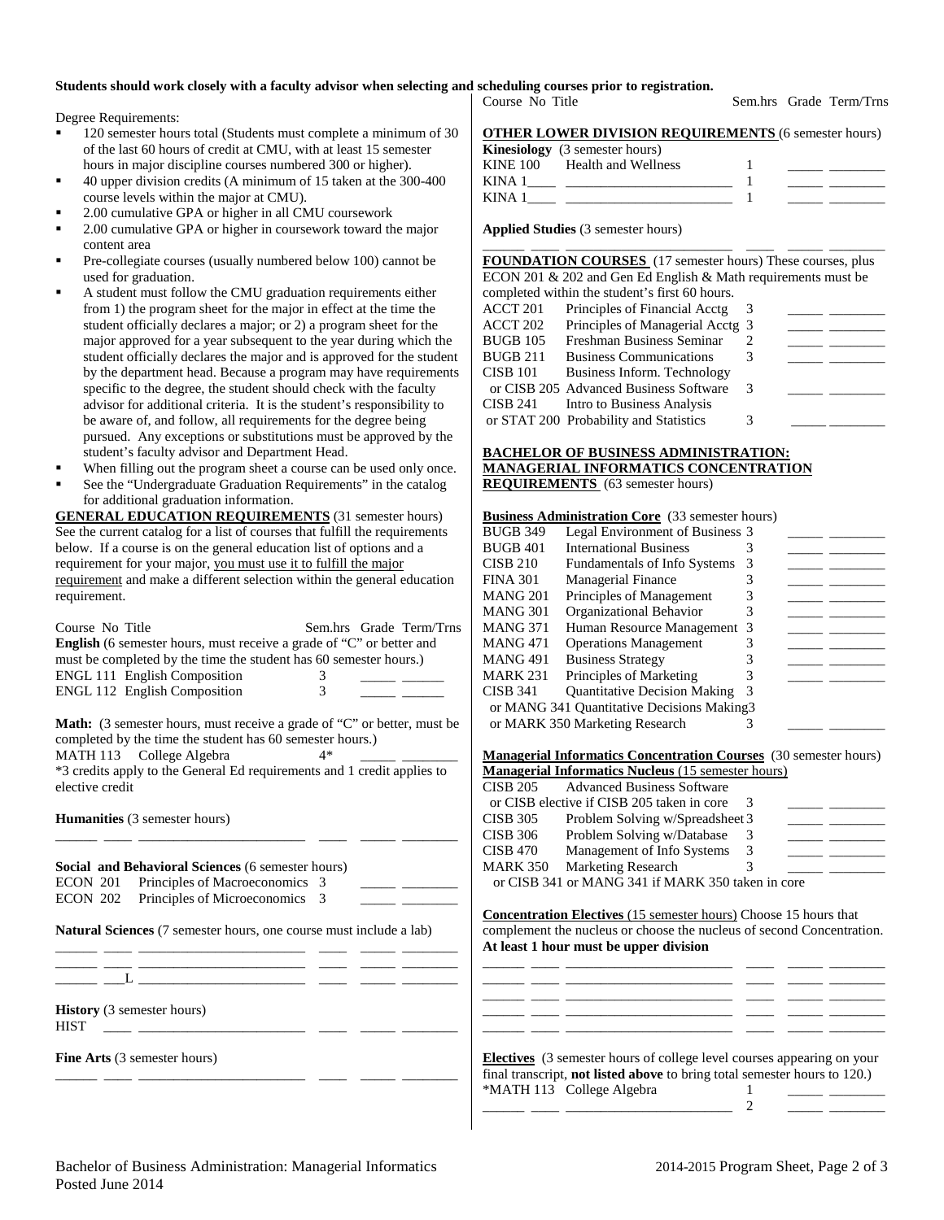**Students should work closely with a faculty advisor when selecting and scheduling courses prior to registration.**

Degree Requirements:

- 120 semester hours total (Students must complete a minimum of 30 of the last 60 hours of credit at CMU, with at least 15 semester hours in major discipline courses numbered 300 or higher).
- 40 upper division credits (A minimum of 15 taken at the 300-400 course levels within the major at CMU).
- 2.00 cumulative GPA or higher in all CMU coursework
- 2.00 cumulative GPA or higher in coursework toward the major content area
- Pre-collegiate courses (usually numbered below 100) cannot be used for graduation.
- A student must follow the CMU graduation requirements either from 1) the program sheet for the major in effect at the time the student officially declares a major; or 2) a program sheet for the major approved for a year subsequent to the year during which the student officially declares the major and is approved for the student by the department head. Because a program may have requirements specific to the degree, the student should check with the faculty advisor for additional criteria. It is the student's responsibility to be aware of, and follow, all requirements for the degree being pursued. Any exceptions or substitutions must be approved by the student's faculty advisor and Department Head.
- When filling out the program sheet a course can be used only once.
- See the "Undergraduate Graduation Requirements" in the catalog for additional graduation information.

**GENERAL EDUCATION REQUIREMENTS** (31 semester hours) See the current catalog for a list of courses that fulfill the requirements below. If a course is on the general education list of options and a requirement for your major, you must use it to fulfill the major requirement and make a different selection within the general education requirement.

| Course No | Title | Sem.hrs | Grade | Term/Trns |
|---|---|---|---|---|
| **English** (6 semester hours, must receive a grade of "C" or better and must be completed by the time the student has 60 semester hours.) | | | | |
| ENGL 111 | English Composition | 3 | | |
| ENGL 112 | English Composition | 3 | | |
| **Math:** (3 semester hours, must receive a grade of "C" or better, must be completed by the time the student has 60 semester hours.) | | | | |
| MATH 113 | College Algebra | 4* | | |

*3 credits apply to the General Ed requirements and 1 credit applies to elective credit

**Humanities** (3 semester hours)

______ ____ _______________________ ____ _____ ________

**Social and Behavioral Sciences** (6 semester hours)

| Course No | Title | Sem.hrs | Grade | Term/Trns |
|---|---|---|---|---|
| ECON 201 | Principles of Macroeconomics | 3 | | |
| ECON 202 | Principles of Microeconomics | 3 | | |

**Natural Sciences** (7 semester hours, one course must include a lab)

______ ____ _______________________ ____ _____ ________
______ ____ _______________________ ____ _____ ________
______ ___L _______________________ ____ _____ ________

**History** (3 semester hours)

HIST ____ _______________________ ____ _____ ________

**Fine Arts** (3 semester hours)

______ ____ _______________________ ____ _____ ________

**OTHER LOWER DIVISION REQUIREMENTS** (6 semester hours)

**Kinesiology** (3 semester hours)

| Course No | Title | Sem.hrs | Grade | Term/Trns |
|---|---|---|---|---|
| KINE 100 | Health and Wellness | 1 | | |
| KINA 1____ | | 1 | | |
| KINA 1____ | | 1 | | |

**Applied Studies** (3 semester hours)

______ ____ _______________________ ____ _____ ________

**FOUNDATION COURSES** (17 semester hours) These courses, plus ECON 201 & 202 and Gen Ed English & Math requirements must be completed within the student's first 60 hours.

| Course No | Title | Sem.hrs | Grade | Term/Trns |
|---|---|---|---|---|
| ACCT 201 | Principles of Financial Acctg | 3 | | |
| ACCT 202 | Principles of Managerial Acctg | 3 | | |
| BUGB 105 | Freshman Business Seminar | 2 | | |
| BUGB 211 | Business Communications | 3 | | |
| CISB 101 or CISB 205 | Business Inform. Technology or Advanced Business Software | 3 | | |
| CISB 241 or STAT 200 | Intro to Business Analysis or Probability and Statistics | 3 | | |

**BACHELOR OF BUSINESS ADMINISTRATION: MANAGERIAL INFORMATICS CONCENTRATION REQUIREMENTS** (63 semester hours)

**Business Administration Core** (33 semester hours)

| Course No | Title | Sem.hrs | Grade | Term/Trns |
|---|---|---|---|---|
| BUGB 349 | Legal Environment of Business | 3 | | |
| BUGB 401 | International Business | 3 | | |
| CISB 210 | Fundamentals of Info Systems | 3 | | |
| FINA 301 | Managerial Finance | 3 | | |
| MANG 201 | Principles of Management | 3 | | |
| MANG 301 | Organizational Behavior | 3 | | |
| MANG 371 | Human Resource Management | 3 | | |
| MANG 471 | Operations Management | 3 | | |
| MANG 491 | Business Strategy | 3 | | |
| MARK 231 | Principles of Marketing | 3 | | |
| CISB 341 or MANG 341 or MARK 350 | Quantitative Decision Making or Quantitative Decisions Making or Marketing Research | 3 | | |

**Managerial Informatics Concentration Courses** (30 semester hours)

**Managerial Informatics Nucleus** (15 semester hours)

| Course No | Title | Sem.hrs | Grade | Term/Trns |
|---|---|---|---|---|
| CISB 205 | Advanced Business Software or CISB elective if CISB 205 taken in core | 3 | | |
| CISB 305 | Problem Solving w/Spreadsheet | 3 | | |
| CISB 306 | Problem Solving w/Database | 3 | | |
| CISB 470 | Management of Info Systems | 3 | | |
| MARK 350 | Marketing Research or CISB 341 or MANG 341 if MARK 350 taken in core | 3 | | |

**Concentration Electives** (15 semester hours) Choose 15 hours that complement the nucleus or choose the nucleus of second Concentration. **At least 1 hour must be upper division**

______ ____ _______________________ ____ _____ ________
______ ____ _______________________ ____ _____ ________
______ ____ _______________________ ____ _____ ________
______ ____ _______________________ ____ _____ ________
______ ____ _______________________ ____ _____ ________

**Electives** (3 semester hours of college level courses appearing on your final transcript, **not listed above** to bring total semester hours to 120.)

| Course No | Title | Sem.hrs | Grade | Term/Trns |
|---|---|---|---|---|
| *MATH 113 | College Algebra | 1 | | |
| | | 2 | | |

Bachelor of Business Administration: Managerial Informatics
Posted June 2014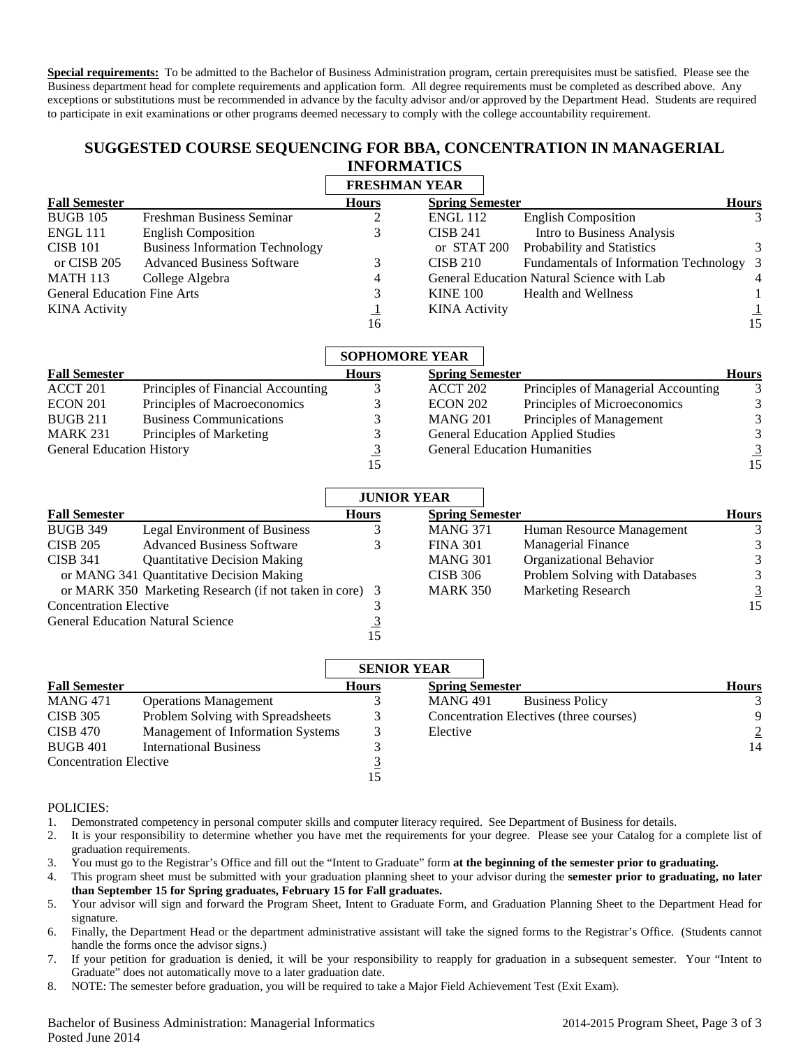**Special requirements:** To be admitted to the Bachelor of Business Administration program, certain prerequisites must be satisfied. Please see the Business department head for complete requirements and application form. All degree requirements must be completed as described above. Any exceptions or substitutions must be recommended in advance by the faculty advisor and/or approved by the Department Head. Students are required to participate in exit examinations or other programs deemed necessary to comply with the college accountability requirement.

## SUGGESTED COURSE SEQUENCING FOR BBA, CONCENTRATION IN MANAGERIAL INFORMATICS

### FRESHMAN YEAR

| Fall Semester | | Hours | Spring Semester | | Hours |
|---|---|---|---|---|---|
| BUGB 105 | Freshman Business Seminar | 2 | ENGL 112 | English Composition | 3 |
| ENGL 111 | English Composition | 3 | CISB 241 | Intro to Business Analysis | |
| CISB 101 | Business Information Technology | | or STAT 200 | Probability and Statistics | 3 |
| or CISB 205 | Advanced Business Software | 3 | CISB 210 | Fundamentals of Information Technology | 3 |
| MATH 113 | College Algebra | 4 | General Education Natural Science with Lab | | 4 |
| General Education Fine Arts | | 3 | KINE 100 | Health and Wellness | 1 |
| KINA Activity | | 1 | KINA Activity | | 1 |
| | | 16 | | | 15 |

### SOPHOMORE YEAR

| Fall Semester | | Hours | Spring Semester | | Hours |
|---|---|---|---|---|---|
| ACCT 201 | Principles of Financial Accounting | 3 | ACCT 202 | Principles of Managerial Accounting | 3 |
| ECON 201 | Principles of Macroeconomics | 3 | ECON 202 | Principles of Microeconomics | 3 |
| BUGB 211 | Business Communications | 3 | MANG 201 | Principles of Management | 3 |
| MARK 231 | Principles of Marketing | 3 | General Education Applied Studies | | 3 |
| General Education History | | 3 | General Education Humanities | | 3 |
| | | 15 | | | 15 |

### JUNIOR YEAR

| Fall Semester | | Hours | Spring Semester | | Hours |
|---|---|---|---|---|---|
| BUGB 349 | Legal Environment of Business | 3 | MANG 371 | Human Resource Management | 3 |
| CISB 205 | Advanced Business Software | 3 | FINA 301 | Managerial Finance | 3 |
| CISB 341 | Quantitative Decision Making | | MANG 301 | Organizational Behavior | 3 |
| or MANG 341 | Quantitative Decision Making | | CISB 306 | Problem Solving with Databases | 3 |
| or MARK 350 | Marketing Research (if not taken in core) | 3 | MARK 350 | Marketing Research | 3 |
| Concentration Elective | | 3 | | | 15 |
| General Education Natural Science | | 3 | | | |
| | | 15 | | | |

### SENIOR YEAR

| Fall Semester | | Hours | Spring Semester | | Hours |
|---|---|---|---|---|---|
| MANG 471 | Operations Management | 3 | MANG 491 | Business Policy | 3 |
| CISB 305 | Problem Solving with Spreadsheets | 3 | Concentration Electives (three courses) | | 9 |
| CISB 470 | Management of Information Systems | 3 | Elective | | 2 |
| BUGB 401 | International Business | 3 | | | 14 |
| Concentration Elective | | 3 | | | |
| | | 15 | | | |

POLICIES:

1. Demonstrated competency in personal computer skills and computer literacy required. See Department of Business for details.
2. It is your responsibility to determine whether you have met the requirements for your degree. Please see your Catalog for a complete list of graduation requirements.
3. You must go to the Registrar's Office and fill out the "Intent to Graduate" form **at the beginning of the semester prior to graduating.**
4. This program sheet must be submitted with your graduation planning sheet to your advisor during the **semester prior to graduating, no later than September 15 for Spring graduates, February 15 for Fall graduates.**
5. Your advisor will sign and forward the Program Sheet, Intent to Graduate Form, and Graduation Planning Sheet to the Department Head for signature.
6. Finally, the Department Head or the department administrative assistant will take the signed forms to the Registrar's Office. (Students cannot handle the forms once the advisor signs.)
7. If your petition for graduation is denied, it will be your responsibility to reapply for graduation in a subsequent semester. Your "Intent to Graduate" does not automatically move to a later graduation date.
8. NOTE: The semester before graduation, you will be required to take a Major Field Achievement Test (Exit Exam).

Bachelor of Business Administration: Managerial Informatics
Posted June 2014